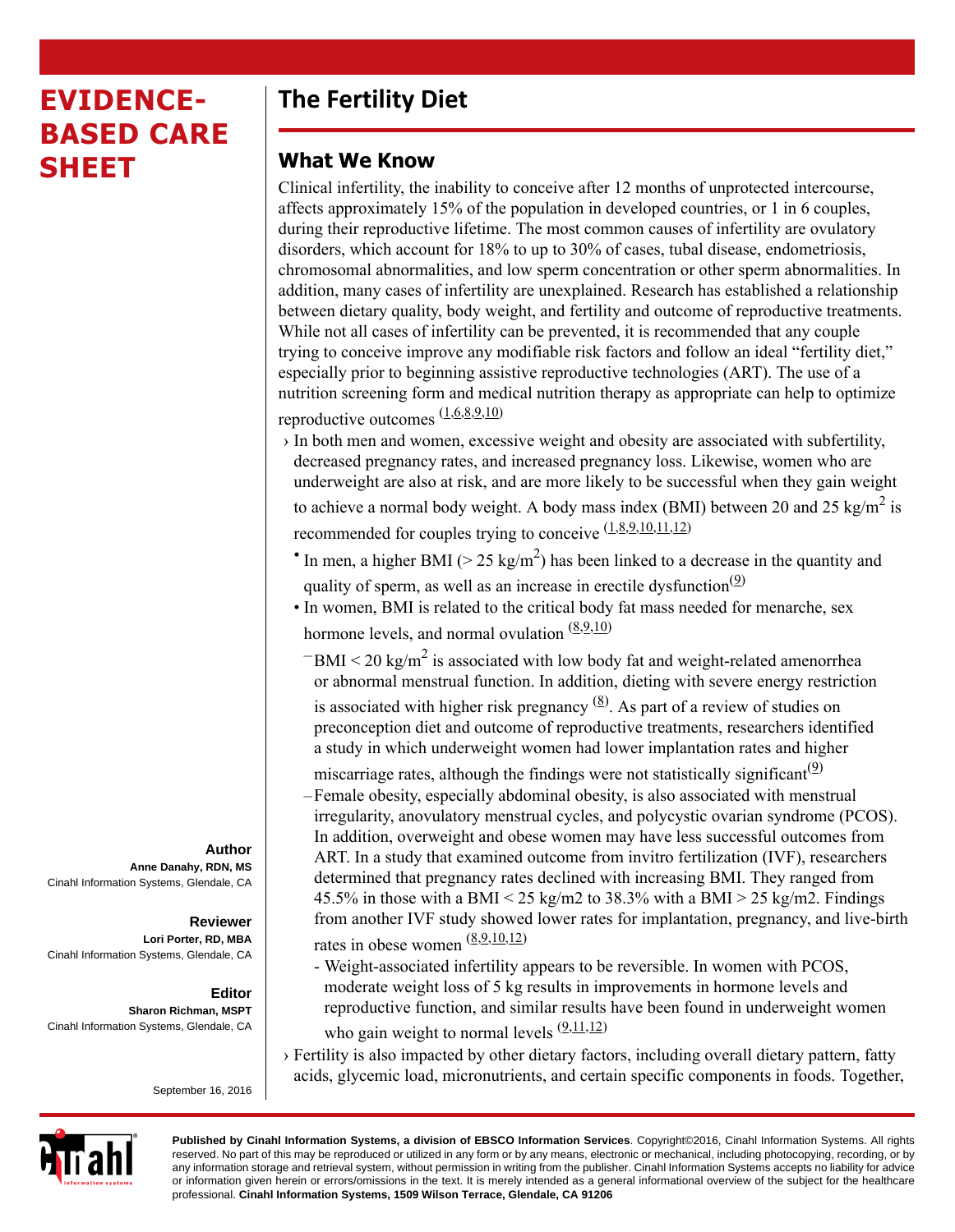# EVIDENCE-BASED CARE SHEET

## The Fertility Diet

### What We Know

Clinical infertility, the inability to conceive after 12 months of unprotected intercourse, affects approximately 15% of the population in developed countries, or 1 in 6 couples, during their reproductive lifetime. The most common causes of infertility are ovulatory disorders, which account for 18% to up to 30% of cases, tubal disease, endometriosis, chromosomal abnormalities, and low sperm concentration or other sperm abnormalities. In addition, many cases of infertility are unexplained. Research has established a relationship between dietary quality, body weight, and fertility and outcome of reproductive treatments. While not all cases of infertility can be prevented, it is recommended that any couple trying to conceive improve any modifiable risk factors and follow an ideal "fertility diet," especially prior to beginning assistive reproductive technologies (ART). The use of a nutrition screening form and medical nutrition therapy as appropriate can help to optimize reproductive outcomes [1,6,8,9,10]

- In both men and women, excessive weight and obesity are associated with subfertility, decreased pregnancy rates, and increased pregnancy loss. Likewise, women who are underweight are also at risk, and are more likely to be successful when they gain weight to achieve a normal body weight. A body mass index (BMI) between 20 and 25 $kg/m^2$ is recommended for couples trying to conceive [1,8,9,10,11,12]
  - In men, a higher BMI (> 25 $kg/m^2$) has been linked to a decrease in the quantity and quality of sperm, as well as an increase in erectile dysfunction[9]
  - In women, BMI is related to the critical body fat mass needed for menarche, sex hormone levels, and normal ovulation [8,9,10]
    - BMI < 20 $kg/m^2$ is associated with low body fat and weight-related amenorrhea or abnormal menstrual function. In addition, dieting with severe energy restriction is associated with higher risk pregnancy [8]. As part of a review of studies on preconception diet and outcome of reproductive treatments, researchers identified a study in which underweight women had lower implantation rates and higher miscarriage rates, although the findings were not statistically significant[9]
    - Female obesity, especially abdominal obesity, is also associated with menstrual irregularity, anovulatory menstrual cycles, and polycystic ovarian syndrome (PCOS). In addition, overweight and obese women may have less successful outcomes from ART. In a study that examined outcome from invitro fertilization (IVF), researchers determined that pregnancy rates declined with increasing BMI. They ranged from 45.5% in those with a BMI < 25 kg/m2 to 38.3% with a BMI > 25 kg/m2. Findings from another IVF study showed lower rates for implantation, pregnancy, and live-birth rates in obese women [8,9,10,12]
      - Weight-associated infertility appears to be reversible. In women with PCOS, moderate weight loss of 5 kg results in improvements in hormone levels and reproductive function, and similar results have been found in underweight women who gain weight to normal levels [9,11,12]
- Fertility is also impacted by other dietary factors, including overall dietary pattern, fatty acids, glycemic load, micronutrients, and certain specific components in foods. Together,

**Author**
Anne Danahy, RDN, MS
Cinahl Information Systems, Glendale, CA

**Reviewer**
Lori Porter, RD, MBA
Cinahl Information Systems, Glendale, CA

**Editor**
Sharon Richman, MSPT
Cinahl Information Systems, Glendale, CA

September 16, 2016

**Published by Cinahl Information Systems, a division of EBSCO Information Services**. Copyright©2016, Cinahl Information Systems. All rights reserved. No part of this may be reproduced or utilized in any form or by any means, electronic or mechanical, including photocopying, recording, or by any information storage and retrieval system, without permission in writing from the publisher. Cinahl Information Systems accepts no liability for advice or information given herein or errors/omissions in the text. It is merely intended as a general informational overview of the subject for the healthcare professional. **Cinahl Information Systems, 1509 Wilson Terrace, Glendale, CA 91206**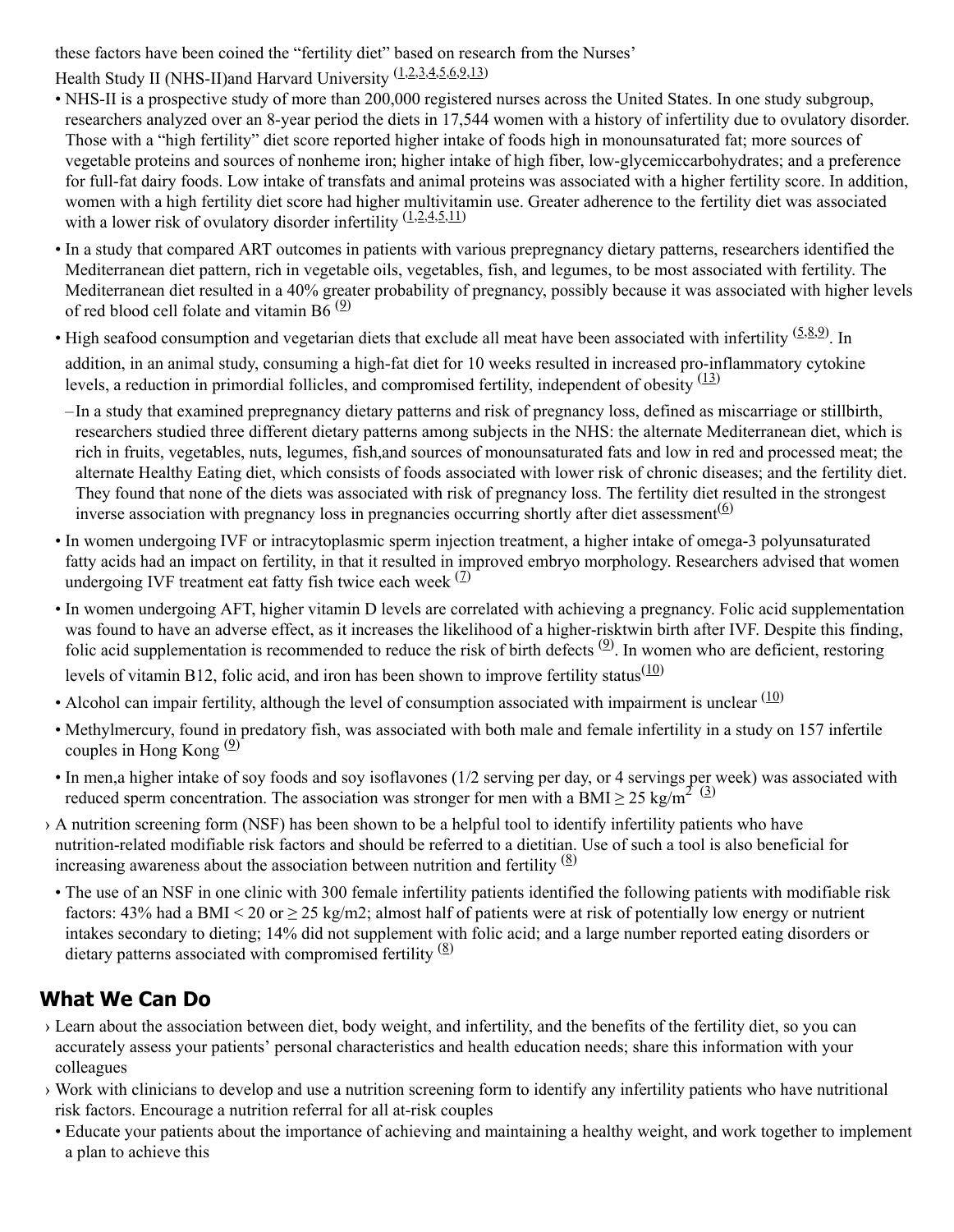these factors have been coined the “fertility diet” based on research from the Nurses’ Health Study II (NHS-II)and Harvard University [1,2,3,4,5,6,9,13]

- NHS-II is a prospective study of more than 200,000 registered nurses across the United States. In one study subgroup, researchers analyzed over an 8-year period the diets in 17,544 women with a history of infertility due to ovulatory disorder. Those with a “high fertility” diet score reported higher intake of foods high in monounsaturated fat; more sources of vegetable proteins and sources of nonheme iron; higher intake of high fiber, low-glycemiccarbohydrates; and a preference for full-fat dairy foods. Low intake of transfats and animal proteins was associated with a higher fertility score. In addition, women with a high fertility diet score had higher multivitamin use. Greater adherence to the fertility diet was associated with a lower risk of ovulatory disorder infertility [1,2,4,5,11]
- In a study that compared ART outcomes in patients with various prepregnancy dietary patterns, researchers identified the Mediterranean diet pattern, rich in vegetable oils, vegetables, fish, and legumes, to be most associated with fertility. The Mediterranean diet resulted in a 40% greater probability of pregnancy, possibly because it was associated with higher levels of red blood cell folate and vitamin B6 [9]
- High seafood consumption and vegetarian diets that exclude all meat have been associated with infertility [5,8,9]. In addition, in an animal study, consuming a high-fat diet for 10 weeks resulted in increased pro-inflammatory cytokine levels, a reduction in primordial follicles, and compromised fertility, independent of obesity [13]
  - In a study that examined prepregnancy dietary patterns and risk of pregnancy loss, defined as miscarriage or stillbirth, researchers studied three different dietary patterns among subjects in the NHS: the alternate Mediterranean diet, which is rich in fruits, vegetables, nuts, legumes, fish,and sources of monounsaturated fats and low in red and processed meat; the alternate Healthy Eating diet, which consists of foods associated with lower risk of chronic diseases; and the fertility diet. They found that none of the diets was associated with risk of pregnancy loss. The fertility diet resulted in the strongest inverse association with pregnancy loss in pregnancies occurring shortly after diet assessment[6]
- In women undergoing IVF or intracytoplasmic sperm injection treatment, a higher intake of omega-3 polyunsaturated fatty acids had an impact on fertility, in that it resulted in improved embryo morphology. Researchers advised that women undergoing IVF treatment eat fatty fish twice each week [7]
- In women undergoing AFT, higher vitamin D levels are correlated with achieving a pregnancy. Folic acid supplementation was found to have an adverse effect, as it increases the likelihood of a higher-risktwin birth after IVF. Despite this finding, folic acid supplementation is recommended to reduce the risk of birth defects [9]. In women who are deficient, restoring levels of vitamin B12, folic acid, and iron has been shown to improve fertility status[10]
- Alcohol can impair fertility, although the level of consumption associated with impairment is unclear [10]
- Methylmercury, found in predatory fish, was associated with both male and female infertility in a study on 157 infertile couples in Hong Kong [9]
- In men,a higher intake of soy foods and soy isoflavones (1/2 serving per day, or 4 servings per week) was associated with reduced sperm concentration. The association was stronger for men with a BMI $\geq 25$ kg/m$^2$ [3]

› A nutrition screening form (NSF) has been shown to be a helpful tool to identify infertility patients who have nutrition-related modifiable risk factors and should be referred to a dietitian. Use of such a tool is also beneficial for increasing awareness about the association between nutrition and fertility [8]

- The use of an NSF in one clinic with 300 female infertility patients identified the following patients with modifiable risk factors: 43% had a BMI < 20 or $\geq 25$ kg/m2; almost half of patients were at risk of potentially low energy or nutrient intakes secondary to dieting; 14% did not supplement with folic acid; and a large number reported eating disorders or dietary patterns associated with compromised fertility [8]

## What We Can Do

› Learn about the association between diet, body weight, and infertility, and the benefits of the fertility diet, so you can accurately assess your patients’ personal characteristics and health education needs; share this information with your colleagues

› Work with clinicians to develop and use a nutrition screening form to identify any infertility patients who have nutritional risk factors. Encourage a nutrition referral for all at-risk couples

- Educate your patients about the importance of achieving and maintaining a healthy weight, and work together to implement a plan to achieve this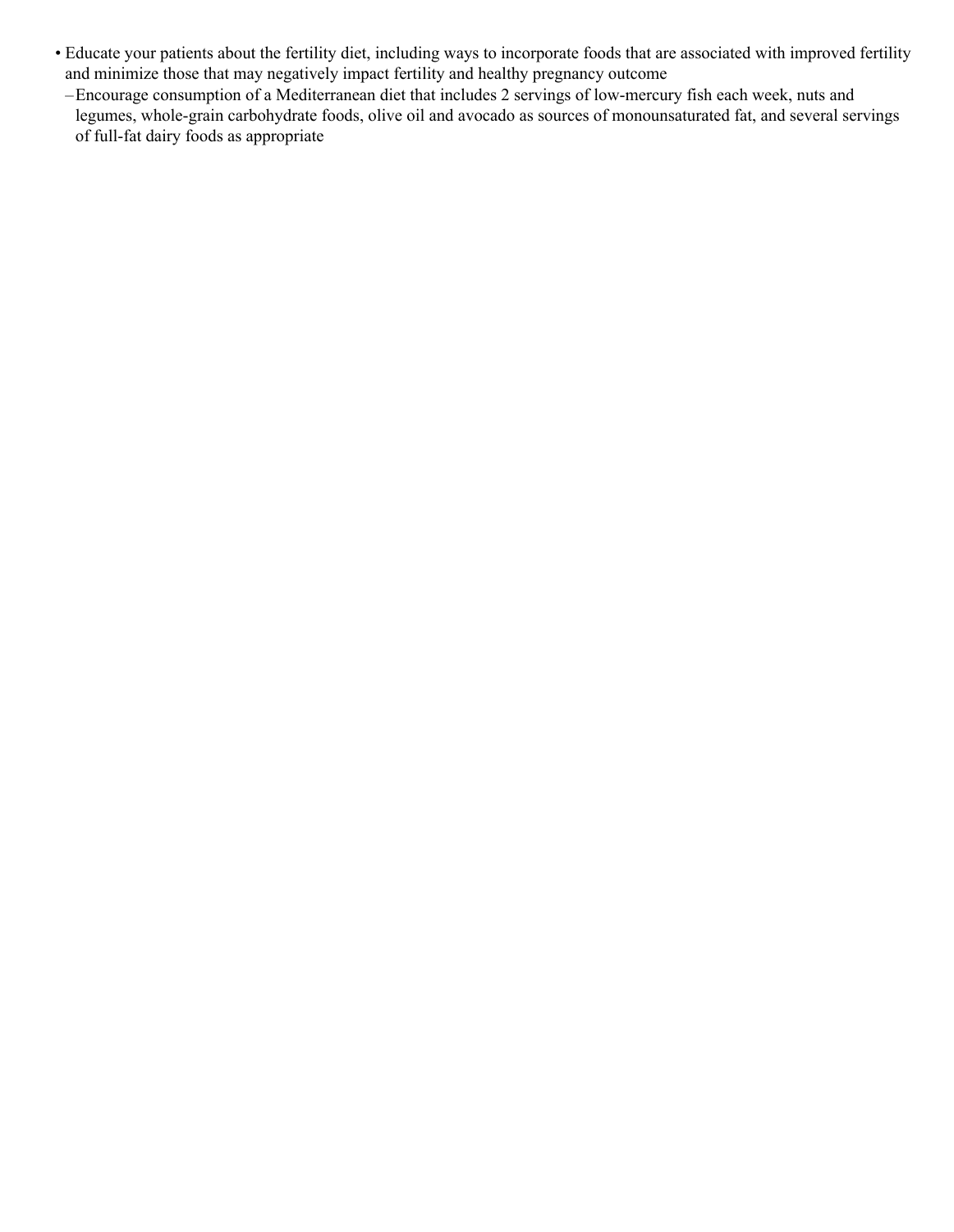- Educate your patients about the fertility diet, including ways to incorporate foods that are associated with improved fertility and minimize those that may negatively impact fertility and healthy pregnancy outcome
  - Encourage consumption of a Mediterranean diet that includes 2 servings of low-mercury fish each week, nuts and legumes, whole-grain carbohydrate foods, olive oil and avocado as sources of monounsaturated fat, and several servings of full-fat dairy foods as appropriate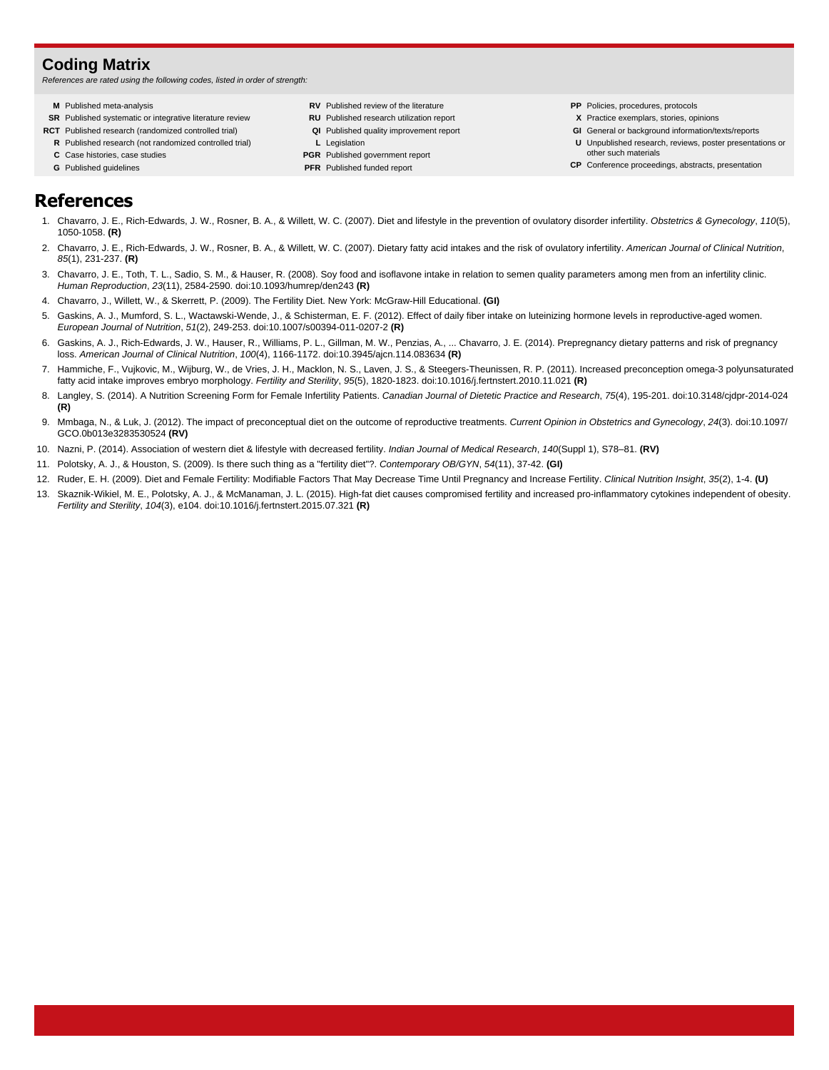## Coding Matrix

*References are rated using the following codes, listed in order of strength:*

- **M** Published meta-analysis
- **SR** Published systematic or integrative literature review
- **RCT** Published research (randomized controlled trial)
- **R** Published research (not randomized controlled trial)
- **C** Case histories, case studies
- **G** Published guidelines
- **RV** Published review of the literature
- **RU** Published research utilization report
- **QI** Published quality improvement report
- **L** Legislation
- **PGR** Published government report
- **PFR** Published funded report
- **PP** Policies, procedures, protocols
- **X** Practice exemplars, stories, opinions
- **GI** General or background information/texts/reports
- **U** Unpublished research, reviews, poster presentations or other such materials
- **CP** Conference proceedings, abstracts, presentation

## References

1. Chavarro, J. E., Rich-Edwards, J. W., Rosner, B. A., & Willett, W. C. (2007). Diet and lifestyle in the prevention of ovulatory disorder infertility. *Obstetrics & Gynecology*, *110*(5), 1050-1058. **(R)**
2. Chavarro, J. E., Rich-Edwards, J. W., Rosner, B. A., & Willett, W. C. (2007). Dietary fatty acid intakes and the risk of ovulatory infertility. *American Journal of Clinical Nutrition*, *85*(1), 231-237. **(R)**
3. Chavarro, J. E., Toth, T. L., Sadio, S. M., & Hauser, R. (2008). Soy food and isoflavone intake in relation to semen quality parameters among men from an infertility clinic. *Human Reproduction*, *23*(11), 2584-2590. doi:10.1093/humrep/den243 **(R)**
4. Chavarro, J., Willett, W., & Skerrett, P. (2009). The Fertility Diet. New York: McGraw-Hill Educational. **(GI)**
5. Gaskins, A. J., Mumford, S. L., Wactawski-Wende, J., & Schisterman, E. F. (2012). Effect of daily fiber intake on luteinizing hormone levels in reproductive-aged women. *European Journal of Nutrition*, *51*(2), 249-253. doi:10.1007/s00394-011-0207-2 **(R)**
6. Gaskins, A. J., Rich-Edwards, J. W., Hauser, R., Williams, P. L., Gillman, M. W., Penzias, A., ... Chavarro, J. E. (2014). Prepregnancy dietary patterns and risk of pregnancy loss. *American Journal of Clinical Nutrition*, *100*(4), 1166-1172. doi:10.3945/ajcn.114.083634 **(R)**
7. Hammiche, F., Vujkovic, M., Wijburg, W., de Vries, J. H., Macklon, N. S., Laven, J. S., & Steegers-Theunissen, R. P. (2011). Increased preconception omega-3 polyunsaturated fatty acid intake improves embryo morphology. *Fertility and Sterility*, *95*(5), 1820-1823. doi:10.1016/j.fertnstert.2010.11.021 **(R)**
8. Langley, S. (2014). A Nutrition Screening Form for Female Infertility Patients. *Canadian Journal of Dietetic Practice and Research*, *75*(4), 195-201. doi:10.3148/cjdpr-2014-024 **(R)**
9. Mmbaga, N., & Luk, J. (2012). The impact of preconceptual diet on the outcome of reproductive treatments. *Current Opinion in Obstetrics and Gynecology*, *24*(3). doi:10.1097/GCO.0b013e3283530524 **(RV)**
10. Nazni, P. (2014). Association of western diet & lifestyle with decreased fertility. *Indian Journal of Medical Research*, *140*(Suppl 1), S78–81. **(RV)**
11. Polotsky, A. J., & Houston, S. (2009). Is there such thing as a "fertility diet"?. *Contemporary OB/GYN*, *54*(11), 37-42. **(GI)**
12. Ruder, E. H. (2009). Diet and Female Fertility: Modifiable Factors That May Decrease Time Until Pregnancy and Increase Fertility. *Clinical Nutrition Insight*, *35*(2), 1-4. **(U)**
13. Skaznik-Wikiel, M. E., Polotsky, A. J., & McManaman, J. L. (2015). High-fat diet causes compromised fertility and increased pro-inflammatory cytokines independent of obesity. *Fertility and Sterility*, *104*(3), e104. doi:10.1016/j.fertnstert.2015.07.321 **(R)**